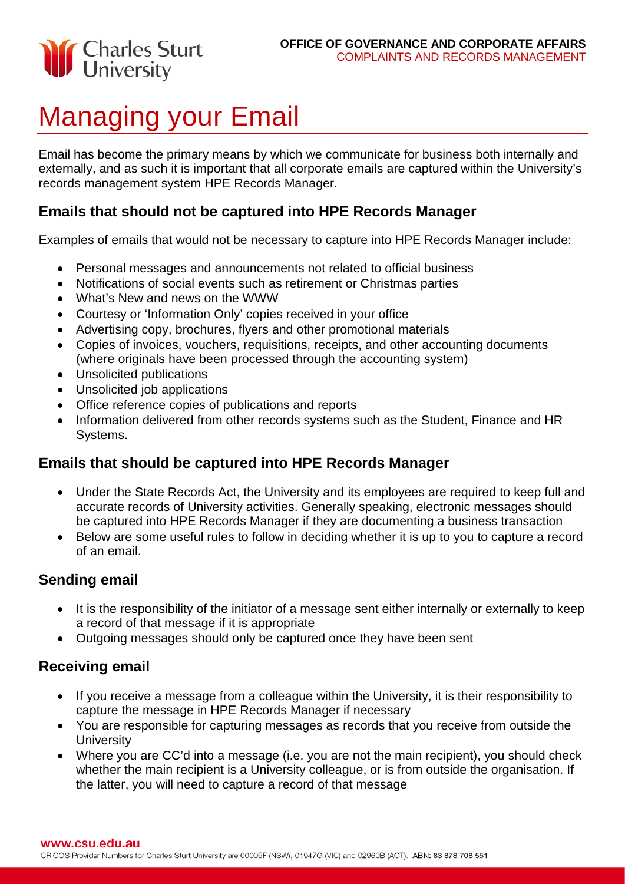**OFFICE OF GOVERNANCE AND CORPORATE AFFAIRS**
COMPLAINTS AND RECORDS MANAGEMENT

# Managing your Email

Email has become the primary means by which we communicate for business both internally and externally, and as such it is important that all corporate emails are captured within the University's records management system HPE Records Manager.

## Emails that should not be captured into HPE Records Manager

Examples of emails that would not be necessary to capture into HPE Records Manager include:

- Personal messages and announcements not related to official business
- Notifications of social events such as retirement or Christmas parties
- What's New and news on the WWW
- Courtesy or 'Information Only' copies received in your office
- Advertising copy, brochures, flyers and other promotional materials
- Copies of invoices, vouchers, requisitions, receipts, and other accounting documents (where originals have been processed through the accounting system)
- Unsolicited publications
- Unsolicited job applications
- Office reference copies of publications and reports
- Information delivered from other records systems such as the Student, Finance and HR Systems.

## Emails that should be captured into HPE Records Manager

- Under the State Records Act, the University and its employees are required to keep full and accurate records of University activities. Generally speaking, electronic messages should be captured into HPE Records Manager if they are documenting a business transaction
- Below are some useful rules to follow in deciding whether it is up to you to capture a record of an email.

## Sending email

- It is the responsibility of the initiator of a message sent either internally or externally to keep a record of that message if it is appropriate
- Outgoing messages should only be captured once they have been sent

## Receiving email

- If you receive a message from a colleague within the University, it is their responsibility to capture the message in HPE Records Manager if necessary
- You are responsible for capturing messages as records that you receive from outside the University
- Where you are CC'd into a message (i.e. you are not the main recipient), you should check whether the main recipient is a University colleague, or is from outside the organisation. If the latter, you will need to capture a record of that message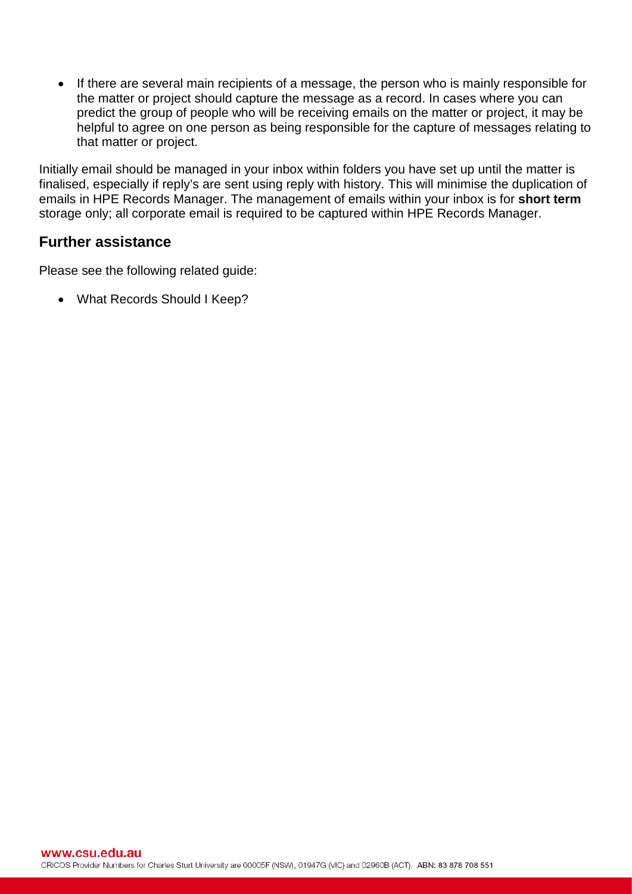- If there are several main recipients of a message, the person who is mainly responsible for the matter or project should capture the message as a record. In cases where you can predict the group of people who will be receiving emails on the matter or project, it may be helpful to agree on one person as being responsible for the capture of messages relating to that matter or project.

Initially email should be managed in your inbox within folders you have set up until the matter is finalised, especially if reply's are sent using reply with history. This will minimise the duplication of emails in HPE Records Manager. The management of emails within your inbox is for **short term** storage only; all corporate email is required to be captured within HPE Records Manager.

## Further assistance

Please see the following related guide:

- What Records Should I Keep?